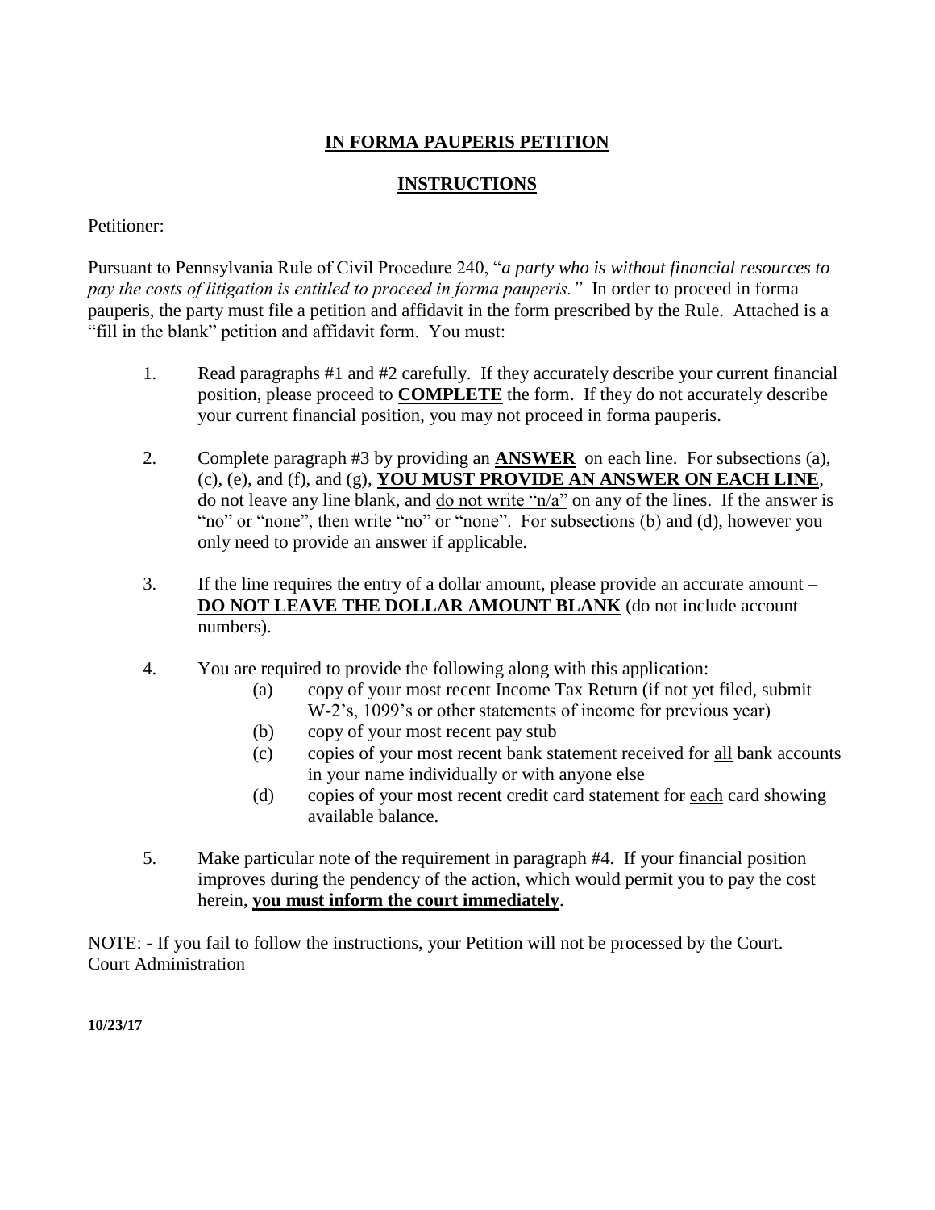# IN FORMA PAUPERIS PETITION

## INSTRUCTIONS

Petitioner:

Pursuant to Pennsylvania Rule of Civil Procedure 240, "*a party who is without financial resources to pay the costs of litigation is entitled to proceed in forma pauperis."* In order to proceed in forma pauperis, the party must file a petition and affidavit in the form prescribed by the Rule. Attached is a "fill in the blank" petition and affidavit form. You must:

1. Read paragraphs #1 and #2 carefully. If they accurately describe your current financial position, please proceed to **COMPLETE** the form. If they do not accurately describe your current financial position, you may not proceed in forma pauperis.

2. Complete paragraph #3 by providing an **ANSWER** on each line. For subsections (a), (c), (e), and (f), and (g), **YOU MUST PROVIDE AN ANSWER ON EACH LINE**, do not leave any line blank, and do not write "n/a" on any of the lines. If the answer is "no" or "none", then write "no" or "none". For subsections (b) and (d), however you only need to provide an answer if applicable.

3. If the line requires the entry of a dollar amount, please provide an accurate amount – **DO NOT LEAVE THE DOLLAR AMOUNT BLANK** (do not include account numbers).

4. You are required to provide the following along with this application:
   - (a) copy of your most recent Income Tax Return (if not yet filed, submit W-2's, 1099's or other statements of income for previous year)
   - (b) copy of your most recent pay stub
   - (c) copies of your most recent bank statement received for all bank accounts in your name individually or with anyone else
   - (d) copies of your most recent credit card statement for each card showing available balance.

5. Make particular note of the requirement in paragraph #4. If your financial position improves during the pendency of the action, which would permit you to pay the cost herein, **you must inform the court immediately**.

NOTE: - If you fail to follow the instructions, your Petition will not be processed by the Court.
Court Administration

**10/23/17**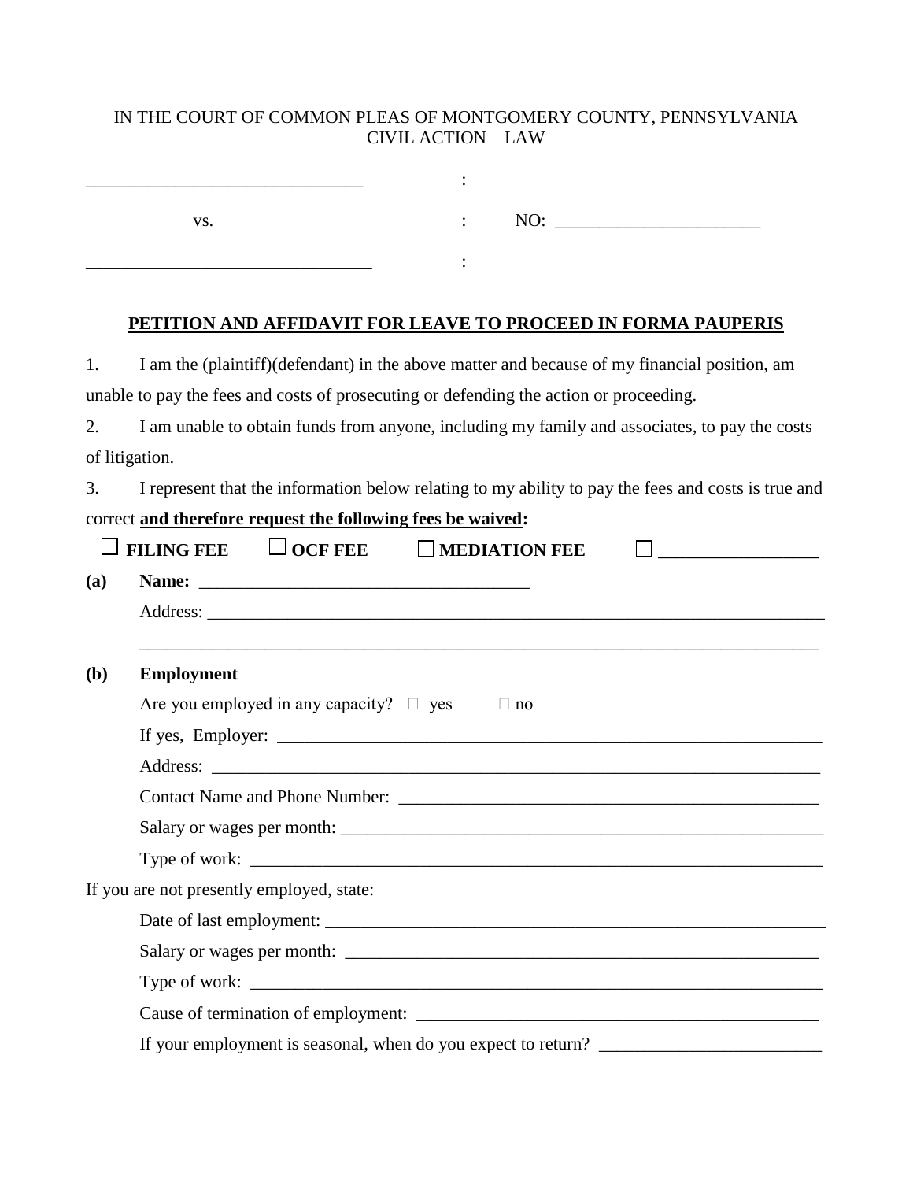IN THE COURT OF COMMON PLEAS OF MONTGOMERY COUNTY, PENNSYLVANIA
CIVIL ACTION – LAW

______________________________ :

vs. : NO: ______________________

______________________________ :

## PETITION AND AFFIDAVIT FOR LEAVE TO PROCEED IN FORMA PAUPERIS

1. I am the (plaintiff)(defendant) in the above matter and because of my financial position, am unable to pay the fees and costs of prosecuting or defending the action or proceeding.

2. I am unable to obtain funds from anyone, including my family and associates, to pay the costs of litigation.

3. I represent that the information below relating to my ability to pay the fees and costs is true and correct **and therefore request the following fees be waived:**

☐ **FILING FEE** ☐ **OCF FEE** ☐ **MEDIATION FEE** ☐ __________________

**(a)** **Name:** ____________________________________

Address: ______________________________________________________________________

______________________________________________________________________________

**(b)** **Employment**

Are you employed in any capacity? ☐ yes ☐ no

If yes, Employer: ______________________________________________________________

Address: ______________________________________________________________________

Contact Name and Phone Number: _________________________________________________

Salary or wages per month: ______________________________________________________

Type of work: _________________________________________________________________

If you are not presently employed, state:

Date of last employment: ________________________________________________________

Salary or wages per month: ______________________________________________________

Type of work: _________________________________________________________________

Cause of termination of employment: ______________________________________________

If your employment is seasonal, when do you expect to return? _________________________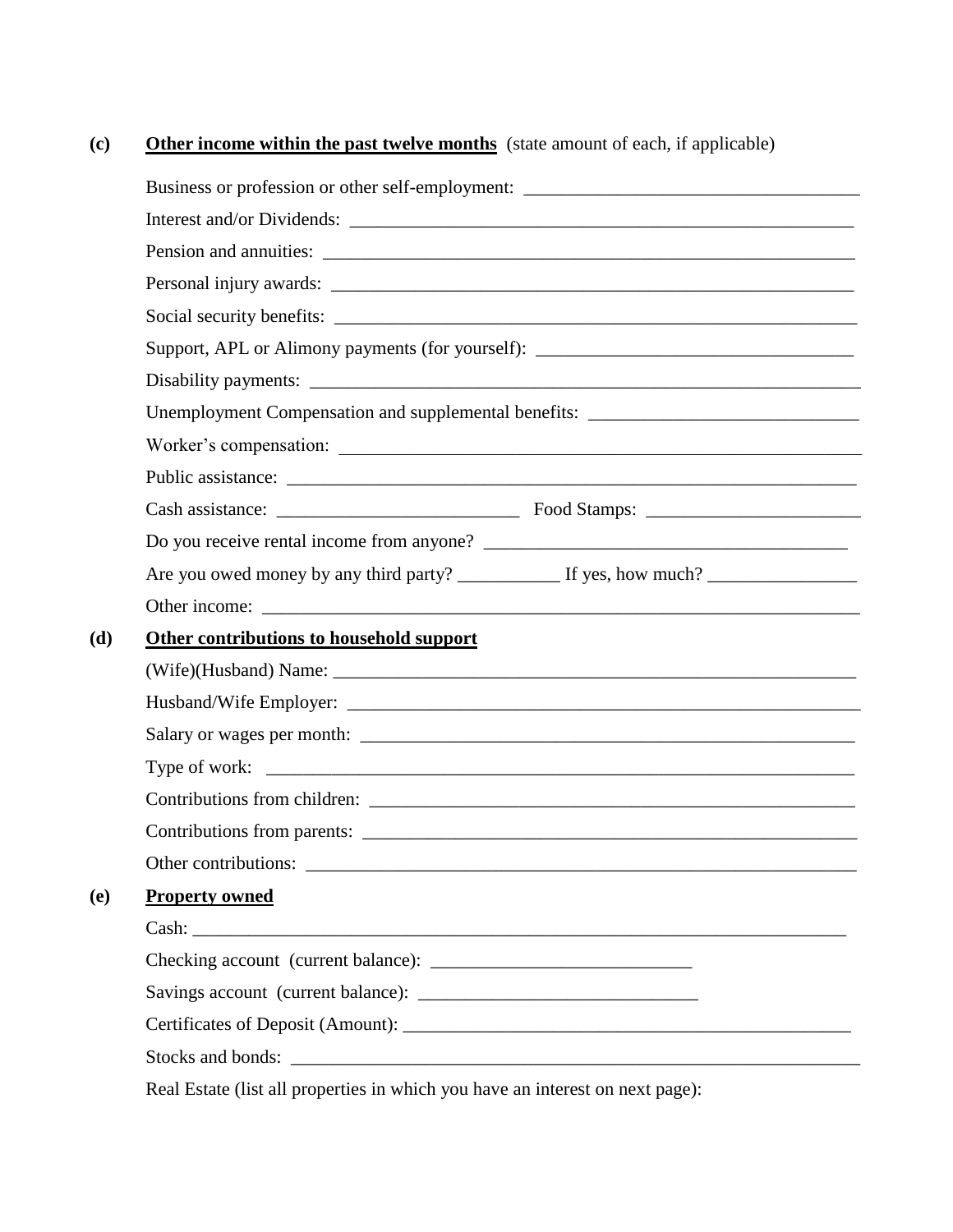**(c)** **Other income within the past twelve months** (state amount of each, if applicable)

Business or profession or other self-employment: ___________________________________

Interest and/or Dividends: _______________________________________________________

Pension and annuities: __________________________________________________________

Personal injury awards: _________________________________________________________

Social security benefits: _________________________________________________________

Support, APL or Alimony payments (for yourself): _________________________________

Disability payments: ____________________________________________________________

Unemployment Compensation and supplemental benefits: ____________________________

Worker's compensation: _________________________________________________________

Public assistance: _______________________________________________________________

Cash assistance: __________________________ Food Stamps: ______________________

Do you receive rental income from anyone? _______________________________________

Are you owed money by any third party? ___________ If yes, how much? _______________

Other income: _________________________________________________________________

**(d)** **Other contributions to household support**

(Wife)(Husband) Name: __________________________________________________________

Husband/Wife Employer: _________________________________________________________

Salary or wages per month: _______________________________________________________

Type of work: __________________________________________________________________

Contributions from children: ______________________________________________________

Contributions from parents: ______________________________________________________

Other contributions: _____________________________________________________________

**(e)** **Property owned**

Cash: _________________________________________________________________________

Checking account (current balance): ____________________________

Savings account (current balance): ______________________________

Certificates of Deposit (Amount): _________________________________________________

Stocks and bonds: ______________________________________________________________

Real Estate (list all properties in which you have an interest on next page):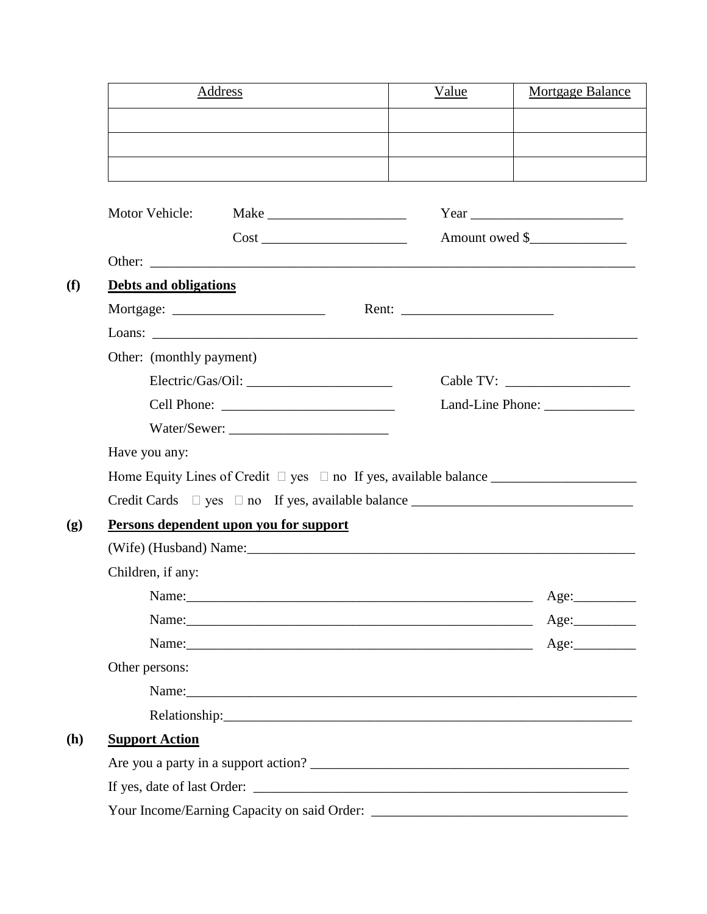| Address | Value | Mortgage Balance |
|---|---|---|
| | | |
| | | |
| | | |

Motor Vehicle: Make ____________________ Year ______________________

Cost _____________________ Amount owed $______________

Other: ________________________________________________________________________

**(f) Debts and obligations**

Mortgage: ______________________ Rent: ______________________

Loans: ________________________________________________________________________

Other: (monthly payment)

Electric/Gas/Oil: _____________________ Cable TV: __________________

Cell Phone: _________________________ Land-Line Phone: _____________

Water/Sewer: _______________________

Have you any:

Home Equity Lines of Credit ☐ yes ☐ no If yes, available balance _____________________

Credit Cards ☐ yes ☐ no If yes, available balance _______________________________

**(g) Persons dependent upon you for support**

(Wife) (Husband) Name:_________________________________________________________

Children, if any:

Name:___________________________________________________ Age:_________

Name:___________________________________________________ Age:_________

Name:___________________________________________________ Age:_________

Other persons:

Name:_______________________________________________________________

Relationship:__________________________________________________________

**(h) Support Action**

Are you a party in a support action? _______________________________________________

If yes, date of last Order: _______________________________________________________

Your Income/Earning Capacity on said Order: _____________________________________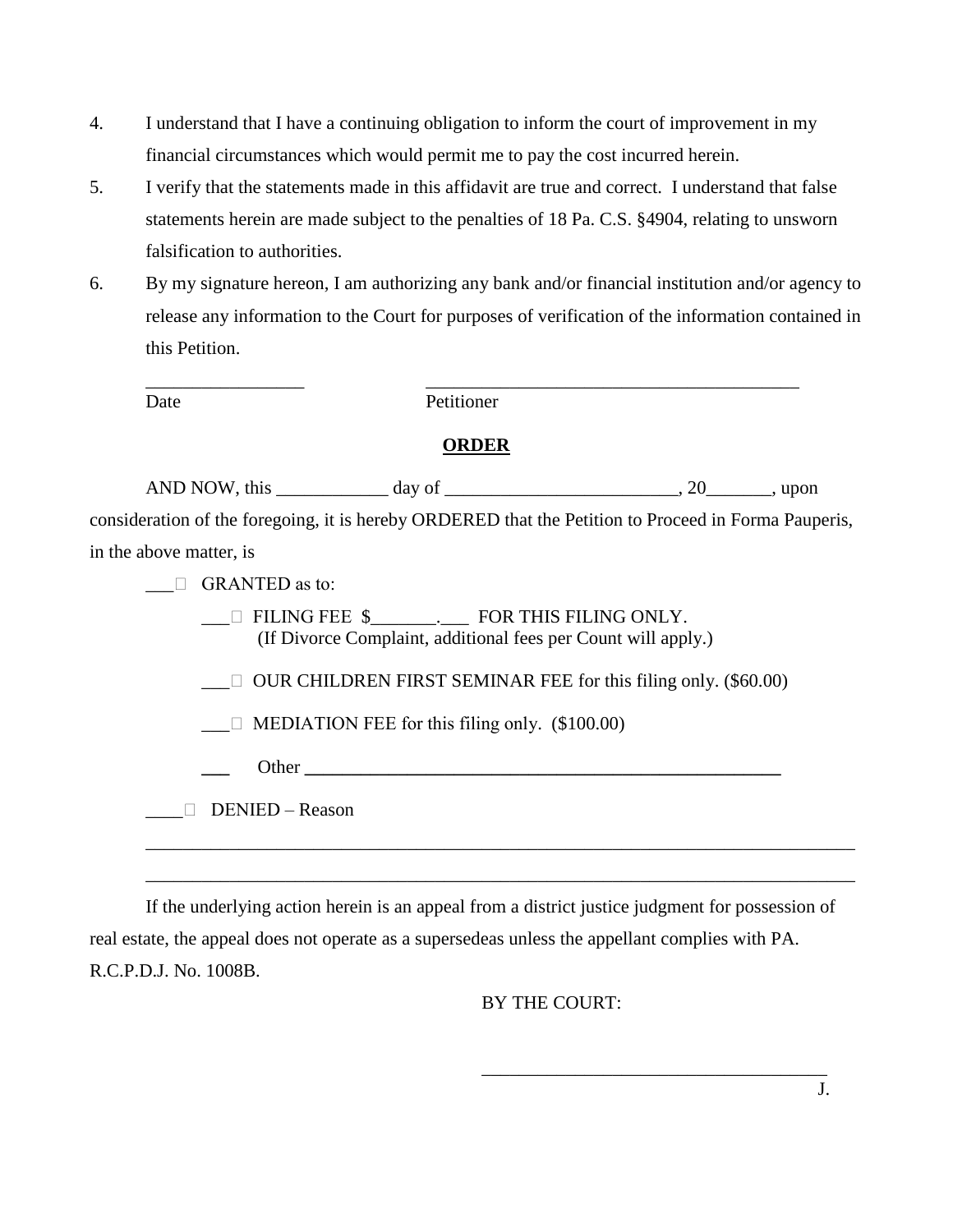4. I understand that I have a continuing obligation to inform the court of improvement in my financial circumstances which would permit me to pay the cost incurred herein.
5. I verify that the statements made in this affidavit are true and correct. I understand that false statements herein are made subject to the penalties of 18 Pa. C.S. §4904, relating to unsworn falsification to authorities.
6. By my signature hereon, I am authorizing any bank and/or financial institution and/or agency to release any information to the Court for purposes of verification of the information contained in this Petition.

_________________ _________________________________________

Date Petitioner

**ORDER**

AND NOW, this ____________ day of _________________________, 20_______, upon consideration of the foregoing, it is hereby ORDERED that the Petition to Proceed in Forma Pauperis, in the above matter, is

___☐ GRANTED as to:

___☐ FILING FEE $_______.___ FOR THIS FILING ONLY.
(If Divorce Complaint, additional fees per Count will apply.)

___☐ OUR CHILDREN FIRST SEMINAR FEE for this filing only. ($60.00)

___☐ MEDIATION FEE for this filing only. ($100.00)

___ Other ______________________________________________________

____☐ DENIED – Reason

_________________________________________________________________________________

_________________________________________________________________________________

If the underlying action herein is an appeal from a district justice judgment for possession of real estate, the appeal does not operate as a supersedeas unless the appellant complies with PA. R.C.P.D.J. No. 1008B.

BY THE COURT:

_____________________________________
J.